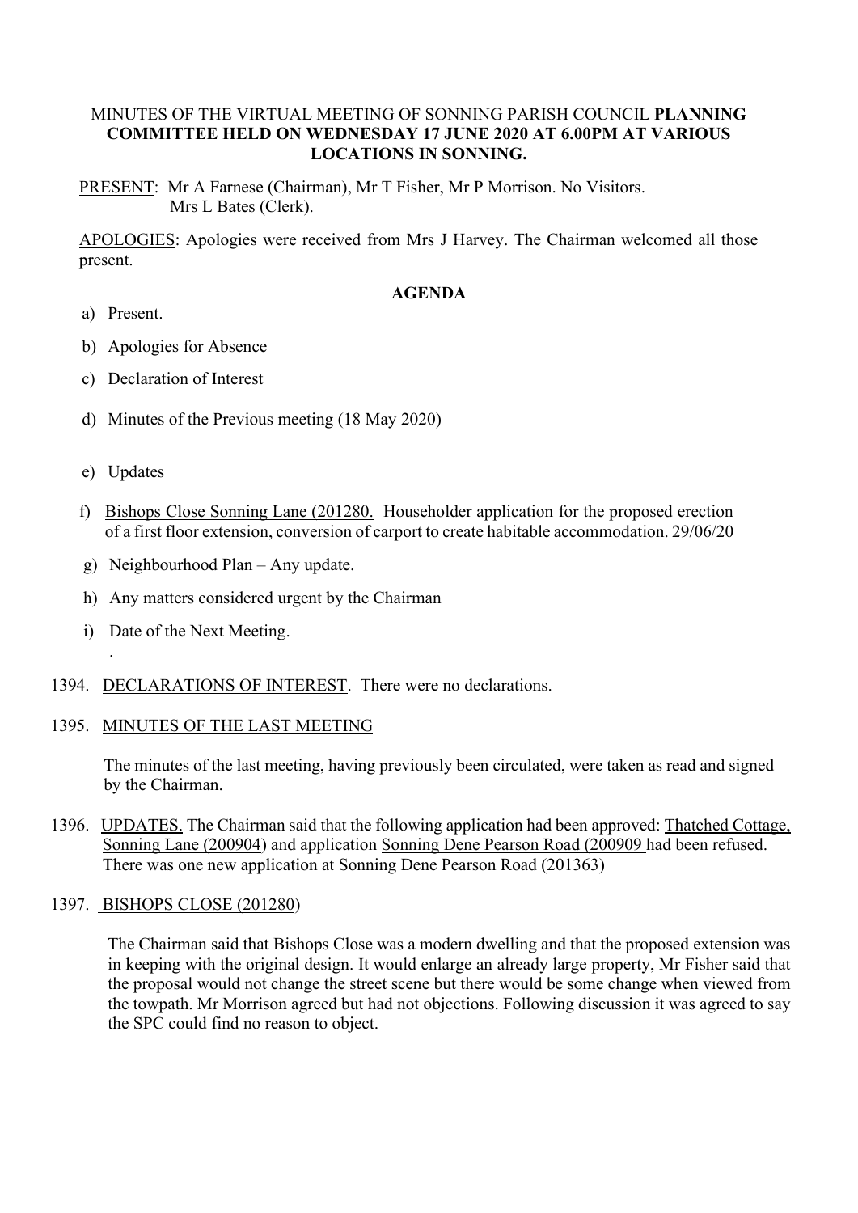MINUTES OF THE VIRTUAL MEETING OF SONNING PARISH COUNCIL **PLANNING COMMITTEE HELD ON WEDNESDAY 17 JUNE 2020 AT 6.00PM AT VARIOUS LOCATIONS IN SONNING.**

PRESENT: Mr A Farnese (Chairman), Mr T Fisher, Mr P Morrison. No Visitors. Mrs L Bates (Clerk).

APOLOGIES: Apologies were received from Mrs J Harvey. The Chairman welcomed all those present.

**AGENDA**

a) Present.

b) Apologies for Absence

c) Declaration of Interest

d) Minutes of the Previous meeting (18 May 2020)

e) Updates

f) Bishops Close Sonning Lane (201280. Householder application for the proposed erection of a first floor extension, conversion of carport to create habitable accommodation. 29/06/20

g) Neighbourhood Plan – Any update.

h) Any matters considered urgent by the Chairman

i) Date of the Next Meeting.

.

1394. DECLARATIONS OF INTEREST. There were no declarations.

1395. MINUTES OF THE LAST MEETING

The minutes of the last meeting, having previously been circulated, were taken as read and signed by the Chairman.

1396. UPDATES. The Chairman said that the following application had been approved: Thatched Cottage, Sonning Lane (200904) and application Sonning Dene Pearson Road (200909 had been refused. There was one new application at Sonning Dene Pearson Road (201363)

1397. BISHOPS CLOSE (201280)

The Chairman said that Bishops Close was a modern dwelling and that the proposed extension was in keeping with the original design. It would enlarge an already large property, Mr Fisher said that the proposal would not change the street scene but there would be some change when viewed from the towpath. Mr Morrison agreed but had not objections. Following discussion it was agreed to say the SPC could find no reason to object.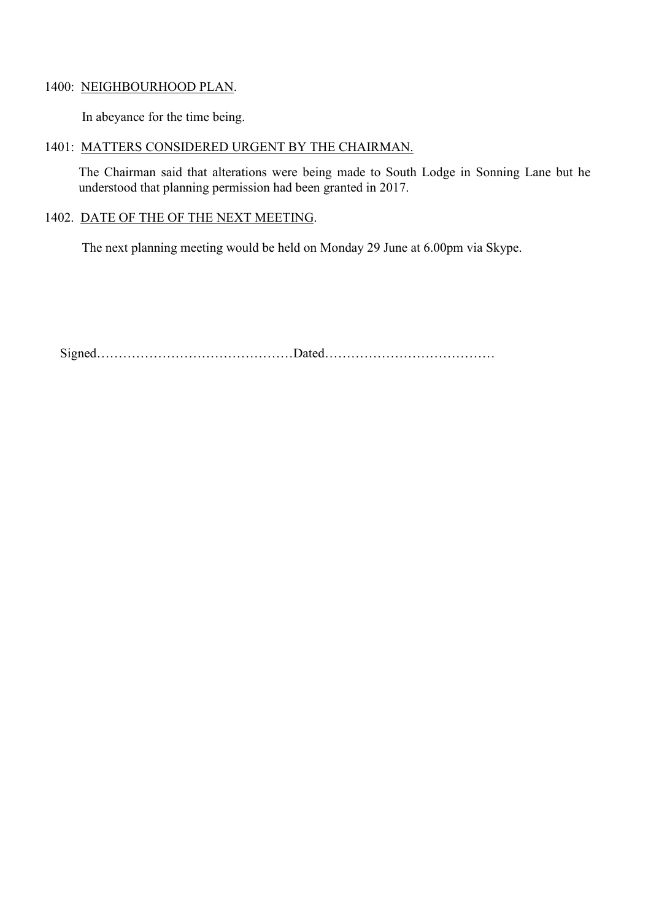1400: <u>NEIGHBOURHOOD PLAN</u>.

In abeyance for the time being.

1401: <u>MATTERS CONSIDERED URGENT BY THE CHAIRMAN.</u>

The Chairman said that alterations were being made to South Lodge in Sonning Lane but he understood that planning permission had been granted in 2017.

1402. <u>DATE OF THE OF THE NEXT MEETING</u>.

The next planning meeting would be held on Monday 29 June at 6.00pm via Skype.

Signed………………………………………Dated…………………………………